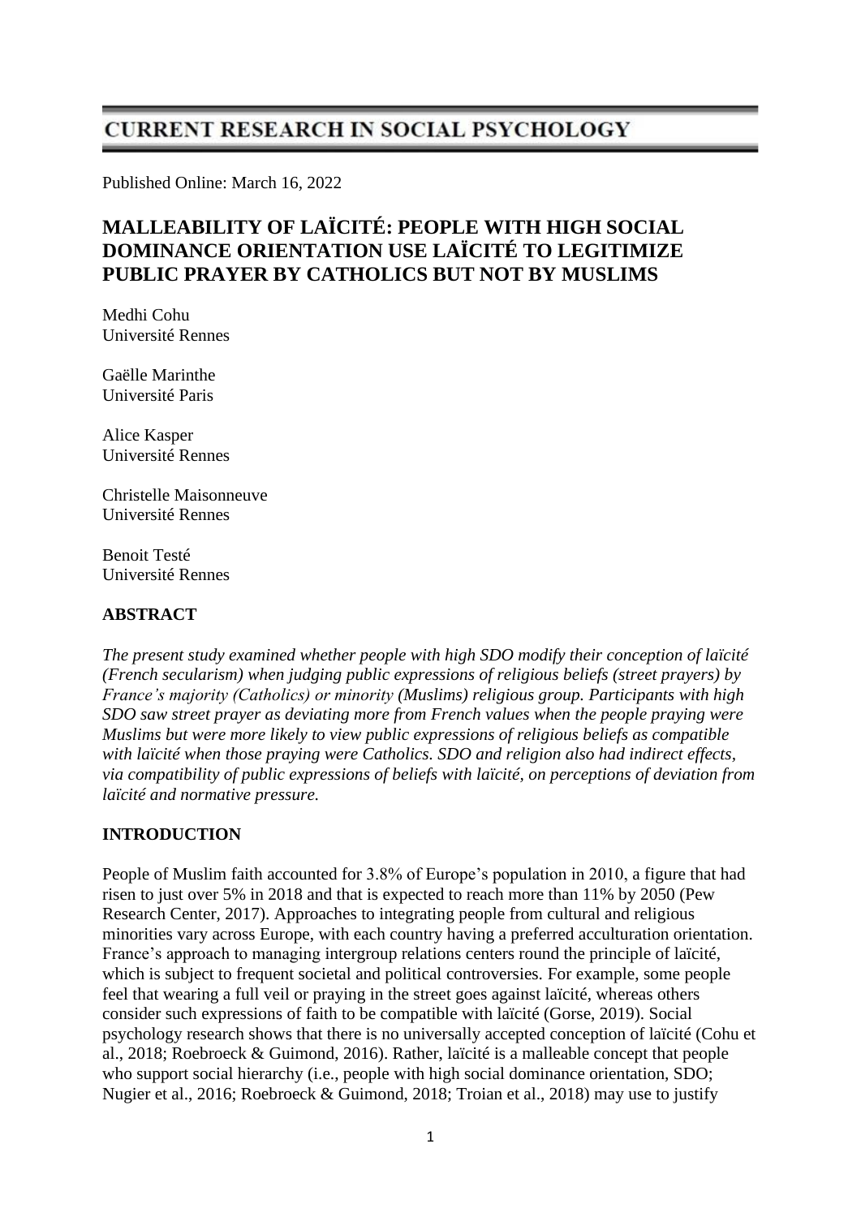# CURRENT RESEARCH IN SOCIAL PSYCHOLOGY

Published Online: March 16, 2022

## MALLEABILITY OF LAÏCITÉ: PEOPLE WITH HIGH SOCIAL DOMINANCE ORIENTATION USE LAÏCITÉ TO LEGITIMIZE PUBLIC PRAYER BY CATHOLICS BUT NOT BY MUSLIMS

Medhi Cohu
Université Rennes

Gaëlle Marinthe
Université Paris

Alice Kasper
Université Rennes

Christelle Maisonneuve
Université Rennes

Benoit Testé
Université Rennes

### ABSTRACT

*The present study examined whether people with high SDO modify their conception of laïcité (French secularism) when judging public expressions of religious beliefs (street prayers) by France's majority (Catholics) or minority (Muslims) religious group. Participants with high SDO saw street prayer as deviating more from French values when the people praying were Muslims but were more likely to view public expressions of religious beliefs as compatible with laïcité when those praying were Catholics. SDO and religion also had indirect effects, via compatibility of public expressions of beliefs with laïcité, on perceptions of deviation from laïcité and normative pressure.*

### INTRODUCTION

People of Muslim faith accounted for 3.8% of Europe's population in 2010, a figure that had risen to just over 5% in 2018 and that is expected to reach more than 11% by 2050 (Pew Research Center, 2017). Approaches to integrating people from cultural and religious minorities vary across Europe, with each country having a preferred acculturation orientation. France's approach to managing intergroup relations centers round the principle of laïcité, which is subject to frequent societal and political controversies. For example, some people feel that wearing a full veil or praying in the street goes against laïcité, whereas others consider such expressions of faith to be compatible with laïcité (Gorse, 2019). Social psychology research shows that there is no universally accepted conception of laïcité (Cohu et al., 2018; Roebroeck & Guimond, 2016). Rather, laïcité is a malleable concept that people who support social hierarchy (i.e., people with high social dominance orientation, SDO; Nugier et al., 2016; Roebroeck & Guimond, 2018; Troian et al., 2018) may use to justify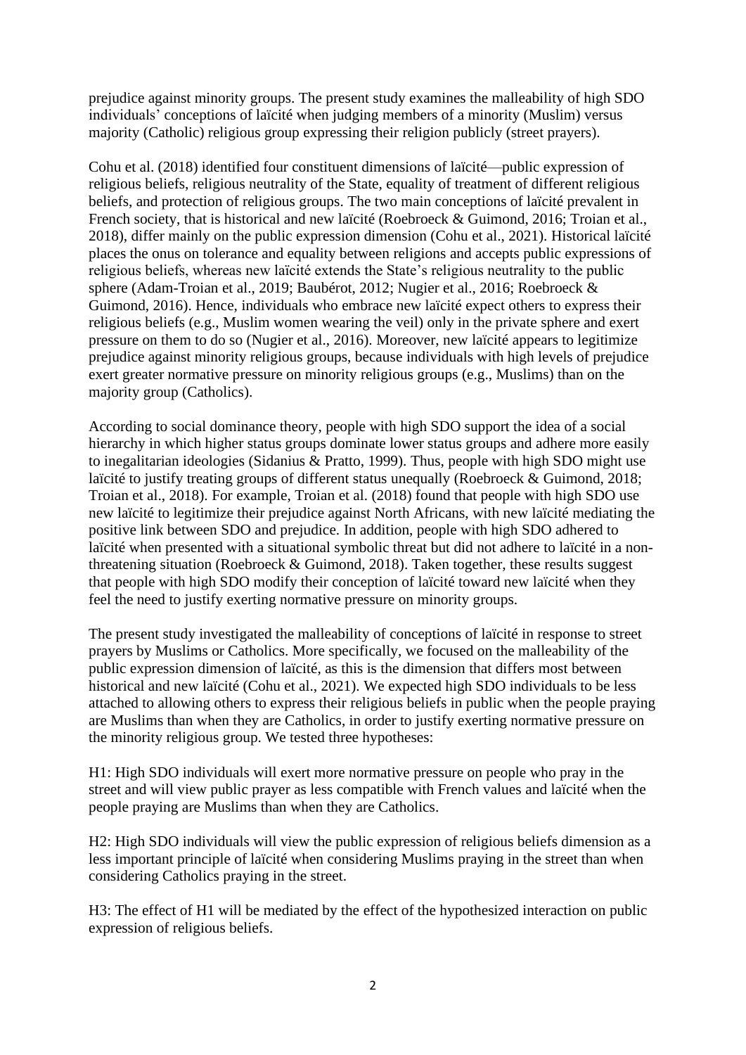prejudice against minority groups. The present study examines the malleability of high SDO individuals' conceptions of laïcité when judging members of a minority (Muslim) versus majority (Catholic) religious group expressing their religion publicly (street prayers).

Cohu et al. (2018) identified four constituent dimensions of laïcité—public expression of religious beliefs, religious neutrality of the State, equality of treatment of different religious beliefs, and protection of religious groups. The two main conceptions of laïcité prevalent in French society, that is historical and new laïcité (Roebroeck & Guimond, 2016; Troian et al., 2018), differ mainly on the public expression dimension (Cohu et al., 2021). Historical laïcité places the onus on tolerance and equality between religions and accepts public expressions of religious beliefs, whereas new laïcité extends the State's religious neutrality to the public sphere (Adam-Troian et al., 2019; Baubérot, 2012; Nugier et al., 2016; Roebroeck & Guimond, 2016). Hence, individuals who embrace new laïcité expect others to express their religious beliefs (e.g., Muslim women wearing the veil) only in the private sphere and exert pressure on them to do so (Nugier et al., 2016). Moreover, new laïcité appears to legitimize prejudice against minority religious groups, because individuals with high levels of prejudice exert greater normative pressure on minority religious groups (e.g., Muslims) than on the majority group (Catholics).

According to social dominance theory, people with high SDO support the idea of a social hierarchy in which higher status groups dominate lower status groups and adhere more easily to inegalitarian ideologies (Sidanius & Pratto, 1999). Thus, people with high SDO might use laïcité to justify treating groups of different status unequally (Roebroeck & Guimond, 2018; Troian et al., 2018). For example, Troian et al. (2018) found that people with high SDO use new laïcité to legitimize their prejudice against North Africans, with new laïcité mediating the positive link between SDO and prejudice. In addition, people with high SDO adhered to laïcité when presented with a situational symbolic threat but did not adhere to laïcité in a non-threatening situation (Roebroeck & Guimond, 2018). Taken together, these results suggest that people with high SDO modify their conception of laïcité toward new laïcité when they feel the need to justify exerting normative pressure on minority groups.

The present study investigated the malleability of conceptions of laïcité in response to street prayers by Muslims or Catholics. More specifically, we focused on the malleability of the public expression dimension of laïcité, as this is the dimension that differs most between historical and new laïcité (Cohu et al., 2021). We expected high SDO individuals to be less attached to allowing others to express their religious beliefs in public when the people praying are Muslims than when they are Catholics, in order to justify exerting normative pressure on the minority religious group. We tested three hypotheses:

H1: High SDO individuals will exert more normative pressure on people who pray in the street and will view public prayer as less compatible with French values and laïcité when the people praying are Muslims than when they are Catholics.

H2: High SDO individuals will view the public expression of religious beliefs dimension as a less important principle of laïcité when considering Muslims praying in the street than when considering Catholics praying in the street.

H3: The effect of H1 will be mediated by the effect of the hypothesized interaction on public expression of religious beliefs.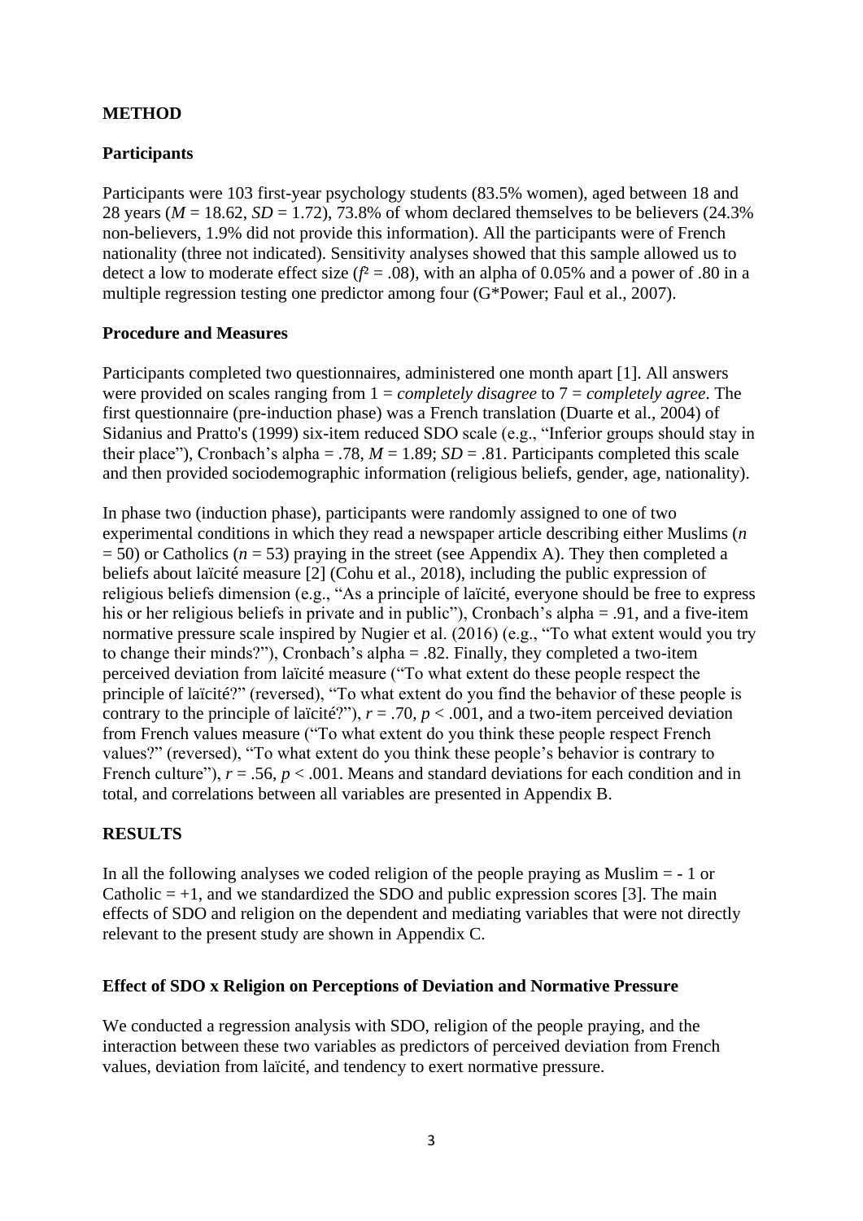## METHOD

### Participants

Participants were 103 first-year psychology students (83.5% women), aged between 18 and 28 years (*M* = 18.62, *SD* = 1.72), 73.8% of whom declared themselves to be believers (24.3% non-believers, 1.9% did not provide this information). All the participants were of French nationality (three not indicated). Sensitivity analyses showed that this sample allowed us to detect a low to moderate effect size ($f^2 = .08$), with an alpha of 0.05% and a power of .80 in a multiple regression testing one predictor among four (G*Power; Faul et al., 2007).

### Procedure and Measures

Participants completed two questionnaires, administered one month apart [1]. All answers were provided on scales ranging from 1 = *completely disagree* to 7 = *completely agree*. The first questionnaire (pre-induction phase) was a French translation (Duarte et al., 2004) of Sidanius and Pratto's (1999) six-item reduced SDO scale (e.g., "Inferior groups should stay in their place"), Cronbach's alpha = .78, *M* = 1.89; *SD* = .81. Participants completed this scale and then provided sociodemographic information (religious beliefs, gender, age, nationality).

In phase two (induction phase), participants were randomly assigned to one of two experimental conditions in which they read a newspaper article describing either Muslims (*n* = 50) or Catholics (*n* = 53) praying in the street (see Appendix A). They then completed a beliefs about laïcité measure [2] (Cohu et al., 2018), including the public expression of religious beliefs dimension (e.g., "As a principle of laïcité, everyone should be free to express his or her religious beliefs in private and in public"), Cronbach's alpha = .91, and a five-item normative pressure scale inspired by Nugier et al. (2016) (e.g., "To what extent would you try to change their minds?"), Cronbach's alpha = .82. Finally, they completed a two-item perceived deviation from laïcité measure ("To what extent do these people respect the principle of laïcité?" (reversed), "To what extent do you find the behavior of these people is contrary to the principle of laïcité?"), $r = .70$, $p < .001$, and a two-item perceived deviation from French values measure ("To what extent do you think these people respect French values?" (reversed), "To what extent do you think these people's behavior is contrary to French culture"), $r = .56$, $p < .001$. Means and standard deviations for each condition and in total, and correlations between all variables are presented in Appendix B.

## RESULTS

In all the following analyses we coded religion of the people praying as Muslim = - 1 or Catholic = +1, and we standardized the SDO and public expression scores [3]. The main effects of SDO and religion on the dependent and mediating variables that were not directly relevant to the present study are shown in Appendix C.

### Effect of SDO x Religion on Perceptions of Deviation and Normative Pressure

We conducted a regression analysis with SDO, religion of the people praying, and the interaction between these two variables as predictors of perceived deviation from French values, deviation from laïcité, and tendency to exert normative pressure.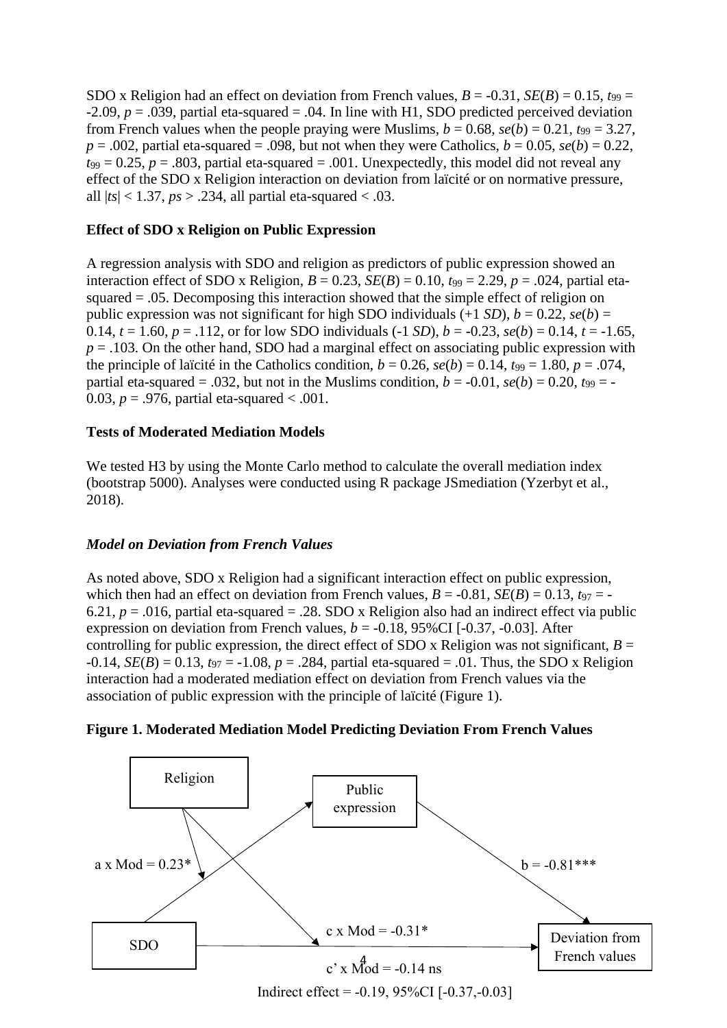SDO x Religion had an effect on deviation from French values, $B = -0.31$, $SE(B) = 0.15$, $t_{99} = -2.09$, $p = .039$, partial eta-squared = .04. In line with H1, SDO predicted perceived deviation from French values when the people praying were Muslims, $b = 0.68$, $se(b) = 0.21$, $t_{99} = 3.27$, $p = .002$, partial eta-squared = .098, but not when they were Catholics, $b = 0.05$, $se(b) = 0.22$, $t_{99} = 0.25$, $p = .803$, partial eta-squared = .001. Unexpectedly, this model did not reveal any effect of the SDO x Religion interaction on deviation from laïcité or on normative pressure, all $|ts| < 1.37$, $ps > .234$, all partial eta-squared < .03.

**Effect of SDO x Religion on Public Expression**

A regression analysis with SDO and religion as predictors of public expression showed an interaction effect of SDO x Religion, $B = 0.23$, $SE(B) = 0.10$, $t_{99} = 2.29$, $p = .024$, partial eta-squared = .05. Decomposing this interaction showed that the simple effect of religion on public expression was not significant for high SDO individuals (+1 *SD*), $b = 0.22$, $se(b) = 0.14$, $t = 1.60$, $p = .112$, or for low SDO individuals (-1 *SD*), $b = -0.23$, $se(b) = 0.14$, $t = -1.65$, $p = .103$. On the other hand, SDO had a marginal effect on associating public expression with the principle of laïcité in the Catholics condition, $b = 0.26$, $se(b) = 0.14$, $t_{99} = 1.80$, $p = .074$, partial eta-squared = .032, but not in the Muslims condition, $b = -0.01$, $se(b) = 0.20$, $t_{99} = -0.03$, $p = .976$, partial eta-squared < .001.

**Tests of Moderated Mediation Models**

We tested H3 by using the Monte Carlo method to calculate the overall mediation index (bootstrap 5000). Analyses were conducted using R package JSmediation (Yzerbyt et al., 2018).

***Model on Deviation from French Values***

As noted above, SDO x Religion had a significant interaction effect on public expression, which then had an effect on deviation from French values, $B = -0.81$, $SE(B) = 0.13$, $t_{97} = -6.21$, $p = .016$, partial eta-squared = .28. SDO x Religion also had an indirect effect via public expression on deviation from French values, $b = -0.18$, 95%CI [-0.37, -0.03]. After controlling for public expression, the direct effect of SDO x Religion was not significant, $B = -0.14$, $SE(B) = 0.13$, $t_{97} = -1.08$, $p = .284$, partial eta-squared = .01. Thus, the SDO x Religion interaction had a moderated mediation effect on deviation from French values via the association of public expression with the principle of laïcité (Figure 1).

**Figure 1. Moderated Mediation Model Predicting Deviation From French Values**

Religion; Public expression; SDO; Deviation from French values

a x Mod = 0.23*

b = -0.81***

c x Mod = -0.31*

c' x Mod = -0.14 ns

Indirect effect = -0.19, 95%CI [-0.37,-0.03]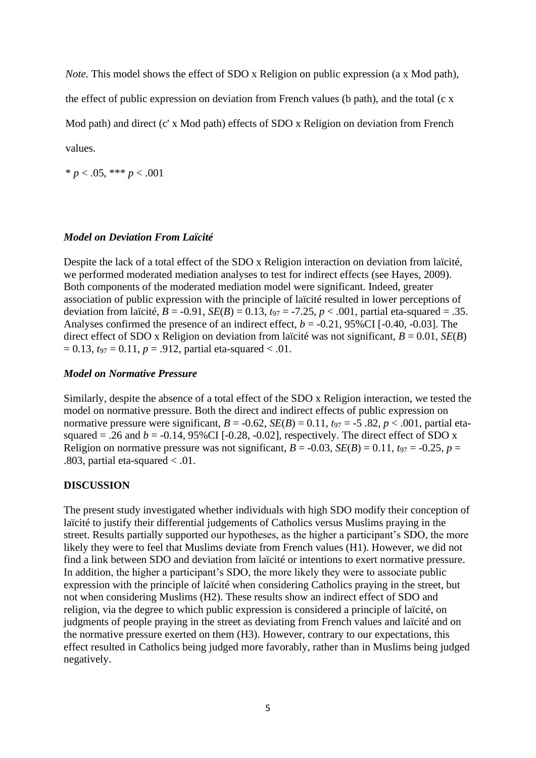*Note.* This model shows the effect of SDO x Religion on public expression (a x Mod path), the effect of public expression on deviation from French values (b path), and the total (c x Mod path) and direct (c' x Mod path) effects of SDO x Religion on deviation from French values.

* $p < .05$, *** $p < .001$

### *Model on Deviation From Laïcité*

Despite the lack of a total effect of the SDO x Religion interaction on deviation from laïcité, we performed moderated mediation analyses to test for indirect effects (see Hayes, 2009). Both components of the moderated mediation model were significant. Indeed, greater association of public expression with the principle of laïcité resulted in lower perceptions of deviation from laïcité, $B = -0.91$, $SE(B) = 0.13$, $t_{97} = -7.25$, $p < .001$, partial eta-squared = .35. Analyses confirmed the presence of an indirect effect, $b = -0.21$, 95%CI [-0.40, -0.03]. The direct effect of SDO x Religion on deviation from laïcité was not significant, $B = 0.01$, $SE(B) = 0.13$, $t_{97} = 0.11$, $p = .912$, partial eta-squared < .01.

### *Model on Normative Pressure*

Similarly, despite the absence of a total effect of the SDO x Religion interaction, we tested the model on normative pressure. Both the direct and indirect effects of public expression on normative pressure were significant, $B = -0.62$, $SE(B) = 0.11$, $t_{97} = -5.82$, $p < .001$, partial eta-squared = .26 and $b = -0.14$, 95%CI [-0.28, -0.02], respectively. The direct effect of SDO x Religion on normative pressure was not significant, $B = -0.03$, $SE(B) = 0.11$, $t_{97} = -0.25$, $p = .803$, partial eta-squared < .01.

## DISCUSSION

The present study investigated whether individuals with high SDO modify their conception of laïcité to justify their differential judgements of Catholics versus Muslims praying in the street. Results partially supported our hypotheses, as the higher a participant's SDO, the more likely they were to feel that Muslims deviate from French values (H1). However, we did not find a link between SDO and deviation from laïcité or intentions to exert normative pressure. In addition, the higher a participant's SDO, the more likely they were to associate public expression with the principle of laïcité when considering Catholics praying in the street, but not when considering Muslims (H2). These results show an indirect effect of SDO and religion, via the degree to which public expression is considered a principle of laïcité, on judgments of people praying in the street as deviating from French values and laïcité and on the normative pressure exerted on them (H3). However, contrary to our expectations, this effect resulted in Catholics being judged more favorably, rather than in Muslims being judged negatively.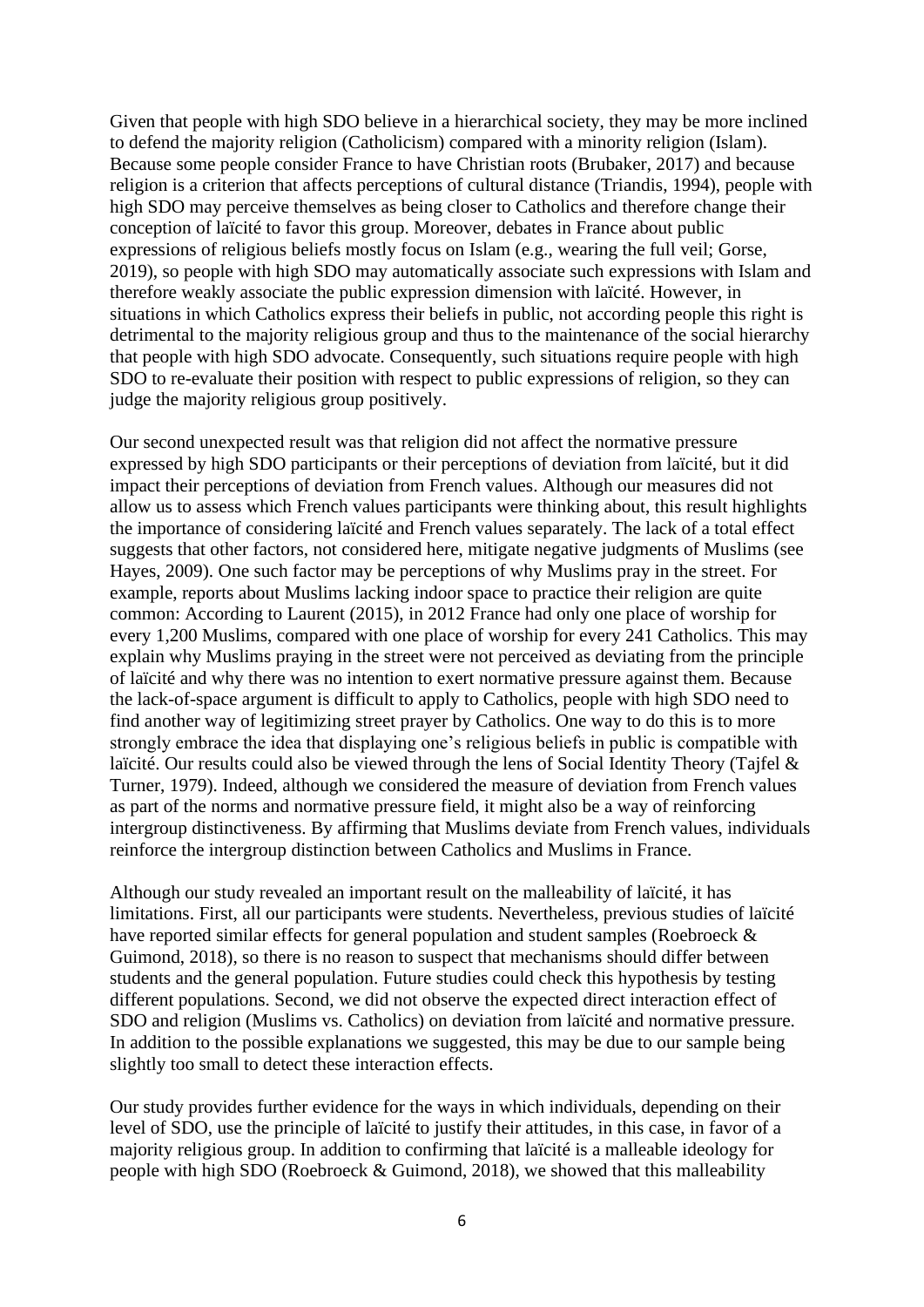Given that people with high SDO believe in a hierarchical society, they may be more inclined to defend the majority religion (Catholicism) compared with a minority religion (Islam). Because some people consider France to have Christian roots (Brubaker, 2017) and because religion is a criterion that affects perceptions of cultural distance (Triandis, 1994), people with high SDO may perceive themselves as being closer to Catholics and therefore change their conception of laïcité to favor this group. Moreover, debates in France about public expressions of religious beliefs mostly focus on Islam (e.g., wearing the full veil; Gorse, 2019), so people with high SDO may automatically associate such expressions with Islam and therefore weakly associate the public expression dimension with laïcité. However, in situations in which Catholics express their beliefs in public, not according people this right is detrimental to the majority religious group and thus to the maintenance of the social hierarchy that people with high SDO advocate. Consequently, such situations require people with high SDO to re-evaluate their position with respect to public expressions of religion, so they can judge the majority religious group positively.

Our second unexpected result was that religion did not affect the normative pressure expressed by high SDO participants or their perceptions of deviation from laïcité, but it did impact their perceptions of deviation from French values. Although our measures did not allow us to assess which French values participants were thinking about, this result highlights the importance of considering laïcité and French values separately. The lack of a total effect suggests that other factors, not considered here, mitigate negative judgments of Muslims (see Hayes, 2009). One such factor may be perceptions of why Muslims pray in the street. For example, reports about Muslims lacking indoor space to practice their religion are quite common: According to Laurent (2015), in 2012 France had only one place of worship for every 1,200 Muslims, compared with one place of worship for every 241 Catholics. This may explain why Muslims praying in the street were not perceived as deviating from the principle of laïcité and why there was no intention to exert normative pressure against them. Because the lack-of-space argument is difficult to apply to Catholics, people with high SDO need to find another way of legitimizing street prayer by Catholics. One way to do this is to more strongly embrace the idea that displaying one's religious beliefs in public is compatible with laïcité. Our results could also be viewed through the lens of Social Identity Theory (Tajfel & Turner, 1979). Indeed, although we considered the measure of deviation from French values as part of the norms and normative pressure field, it might also be a way of reinforcing intergroup distinctiveness. By affirming that Muslims deviate from French values, individuals reinforce the intergroup distinction between Catholics and Muslims in France.

Although our study revealed an important result on the malleability of laïcité, it has limitations. First, all our participants were students. Nevertheless, previous studies of laïcité have reported similar effects for general population and student samples (Roebroeck & Guimond, 2018), so there is no reason to suspect that mechanisms should differ between students and the general population. Future studies could check this hypothesis by testing different populations. Second, we did not observe the expected direct interaction effect of SDO and religion (Muslims vs. Catholics) on deviation from laïcité and normative pressure. In addition to the possible explanations we suggested, this may be due to our sample being slightly too small to detect these interaction effects.

Our study provides further evidence for the ways in which individuals, depending on their level of SDO, use the principle of laïcité to justify their attitudes, in this case, in favor of a majority religious group. In addition to confirming that laïcité is a malleable ideology for people with high SDO (Roebroeck & Guimond, 2018), we showed that this malleability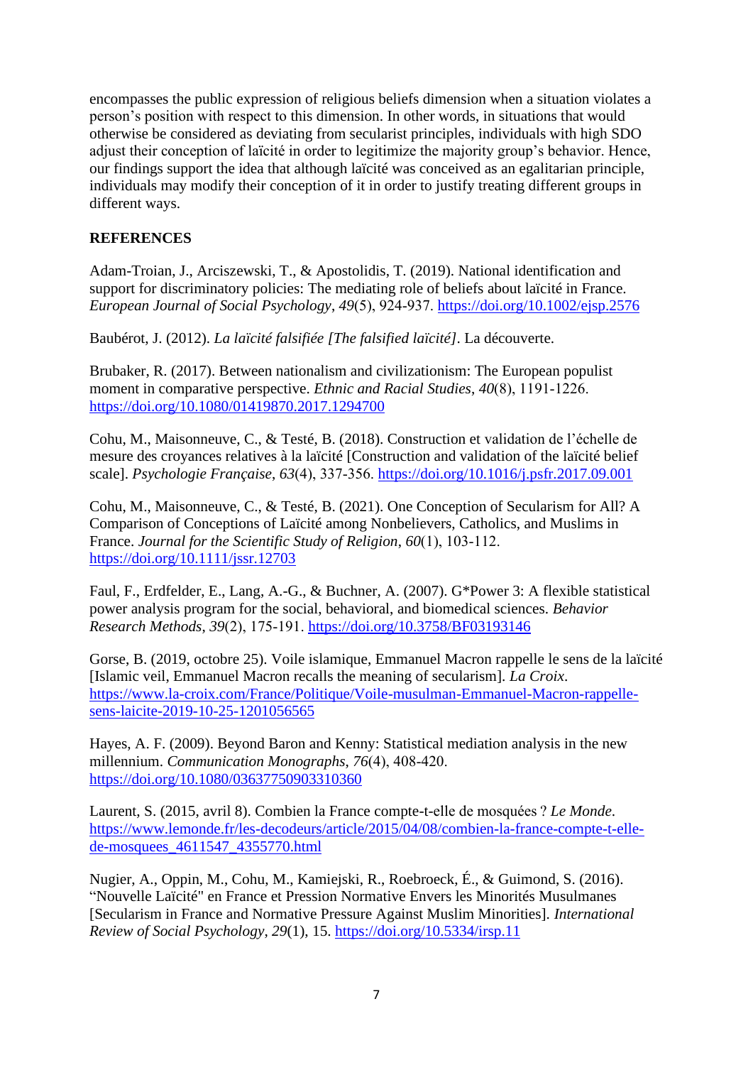encompasses the public expression of religious beliefs dimension when a situation violates a person's position with respect to this dimension. In other words, in situations that would otherwise be considered as deviating from secularist principles, individuals with high SDO adjust their conception of laïcité in order to legitimize the majority group's behavior. Hence, our findings support the idea that although laïcité was conceived as an egalitarian principle, individuals may modify their conception of it in order to justify treating different groups in different ways.

## REFERENCES

Adam-Troian, J., Arciszewski, T., & Apostolidis, T. (2019). National identification and support for discriminatory policies: The mediating role of beliefs about laïcité in France. *European Journal of Social Psychology*, *49*(5), 924-937. https://doi.org/10.1002/ejsp.2576

Baubérot, J. (2012). *La laïcité falsifiée [The falsified laïcité]*. La découverte.

Brubaker, R. (2017). Between nationalism and civilizationism: The European populist moment in comparative perspective. *Ethnic and Racial Studies*, *40*(8), 1191-1226. https://doi.org/10.1080/01419870.2017.1294700

Cohu, M., Maisonneuve, C., & Testé, B. (2018). Construction et validation de l'échelle de mesure des croyances relatives à la laïcité [Construction and validation of the laïcité belief scale]. *Psychologie Française*, *63*(4), 337-356. https://doi.org/10.1016/j.psfr.2017.09.001

Cohu, M., Maisonneuve, C., & Testé, B. (2021). One Conception of Secularism for All? A Comparison of Conceptions of Laïcité among Nonbelievers, Catholics, and Muslims in France. *Journal for the Scientific Study of Religion*, *60*(1), 103-112. https://doi.org/10.1111/jssr.12703

Faul, F., Erdfelder, E., Lang, A.-G., & Buchner, A. (2007). G*Power 3: A flexible statistical power analysis program for the social, behavioral, and biomedical sciences. *Behavior Research Methods*, *39*(2), 175-191. https://doi.org/10.3758/BF03193146

Gorse, B. (2019, octobre 25). Voile islamique, Emmanuel Macron rappelle le sens de la laïcité [Islamic veil, Emmanuel Macron recalls the meaning of secularism]. *La Croix*. https://www.la-croix.com/France/Politique/Voile-musulman-Emmanuel-Macron-rappelle-sens-laicite-2019-10-25-1201056565

Hayes, A. F. (2009). Beyond Baron and Kenny: Statistical mediation analysis in the new millennium. *Communication Monographs*, *76*(4), 408-420. https://doi.org/10.1080/03637750903310360

Laurent, S. (2015, avril 8). Combien la France compte-t-elle de mosquées ? *Le Monde*. https://www.lemonde.fr/les-decodeurs/article/2015/04/08/combien-la-france-compte-t-elle-de-mosquees_4611547_4355770.html

Nugier, A., Oppin, M., Cohu, M., Kamiejski, R., Roebroeck, É., & Guimond, S. (2016). "Nouvelle Laïcité" en France et Pression Normative Envers les Minorités Musulmanes [Secularism in France and Normative Pressure Against Muslim Minorities]. *International Review of Social Psychology*, *29*(1), 15. https://doi.org/10.5334/irsp.11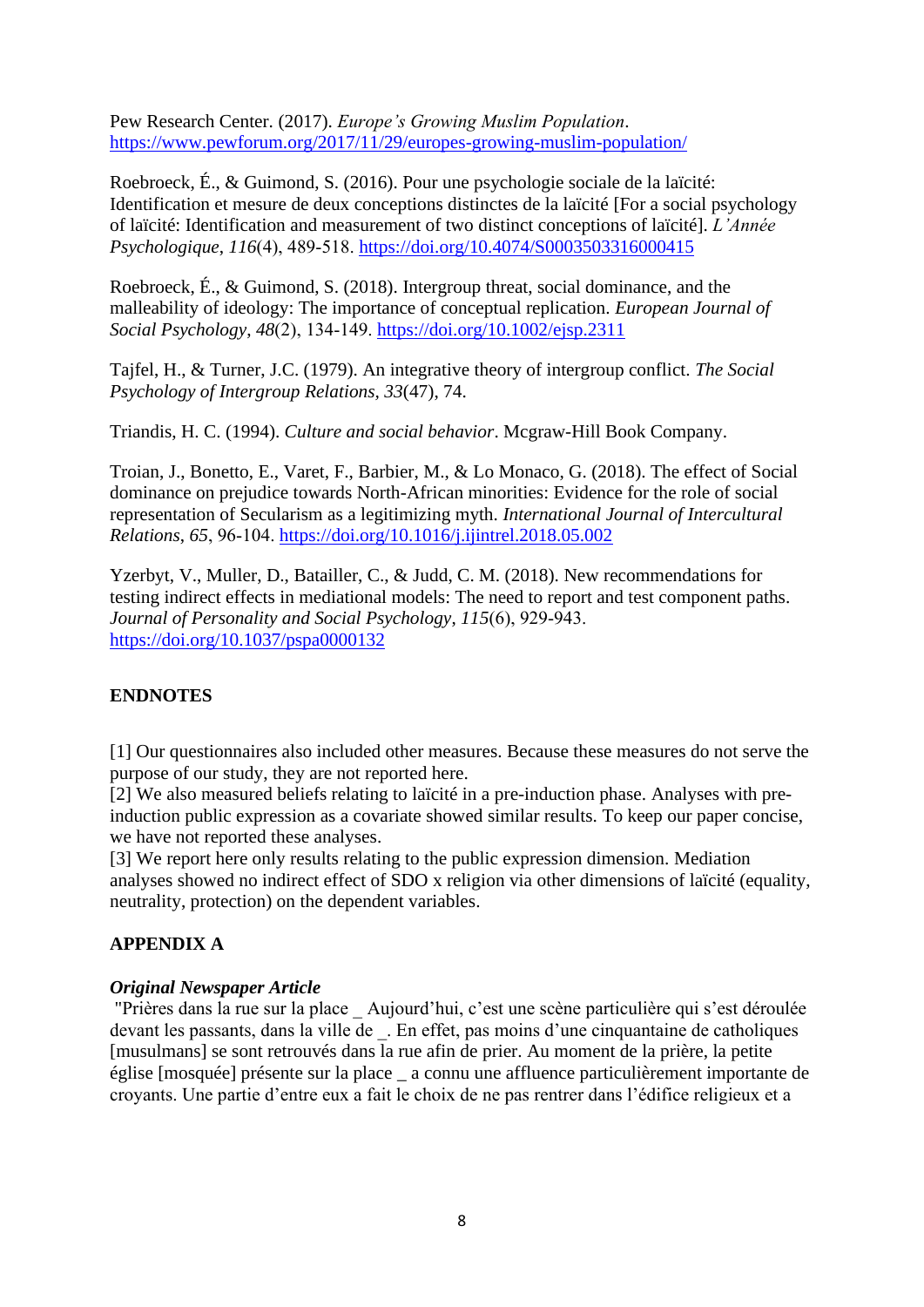Pew Research Center. (2017). *Europe's Growing Muslim Population*. https://www.pewforum.org/2017/11/29/europes-growing-muslim-population/

Roebroeck, É., & Guimond, S. (2016). Pour une psychologie sociale de la laïcité: Identification et mesure de deux conceptions distinctes de la laïcité [For a social psychology of laïcité: Identification and measurement of two distinct conceptions of laïcité]. *L'Année Psychologique*, *116*(4), 489-518. https://doi.org/10.4074/S0003503316000415

Roebroeck, É., & Guimond, S. (2018). Intergroup threat, social dominance, and the malleability of ideology: The importance of conceptual replication. *European Journal of Social Psychology*, *48*(2), 134-149. https://doi.org/10.1002/ejsp.2311

Tajfel, H., & Turner, J.C. (1979). An integrative theory of intergroup conflict. *The Social Psychology of Intergroup Relations*, *33*(47), 74.

Triandis, H. C. (1994). *Culture and social behavior*. Mcgraw-Hill Book Company.

Troian, J., Bonetto, E., Varet, F., Barbier, M., & Lo Monaco, G. (2018). The effect of Social dominance on prejudice towards North-African minorities: Evidence for the role of social representation of Secularism as a legitimizing myth. *International Journal of Intercultural Relations*, *65*, 96-104. https://doi.org/10.1016/j.ijintrel.2018.05.002

Yzerbyt, V., Muller, D., Batailler, C., & Judd, C. M. (2018). New recommendations for testing indirect effects in mediational models: The need to report and test component paths. *Journal of Personality and Social Psychology*, *115*(6), 929-943. https://doi.org/10.1037/pspa0000132

## ENDNOTES

[1] Our questionnaires also included other measures. Because these measures do not serve the purpose of our study, they are not reported here.
[2] We also measured beliefs relating to laïcité in a pre-induction phase. Analyses with pre-induction public expression as a covariate showed similar results. To keep our paper concise, we have not reported these analyses.
[3] We report here only results relating to the public expression dimension. Mediation analyses showed no indirect effect of SDO x religion via other dimensions of laïcité (equality, neutrality, protection) on the dependent variables.

## APPENDIX A

***Original Newspaper Article***

"Prières dans la rue sur la place _ Aujourd'hui, c'est une scène particulière qui s'est déroulée devant les passants, dans la ville de _. En effet, pas moins d'une cinquantaine de catholiques [musulmans] se sont retrouvés dans la rue afin de prier. Au moment de la prière, la petite église [mosquée] présente sur la place _ a connu une affluence particulièrement importante de croyants. Une partie d'entre eux a fait le choix de ne pas rentrer dans l'édifice religieux et a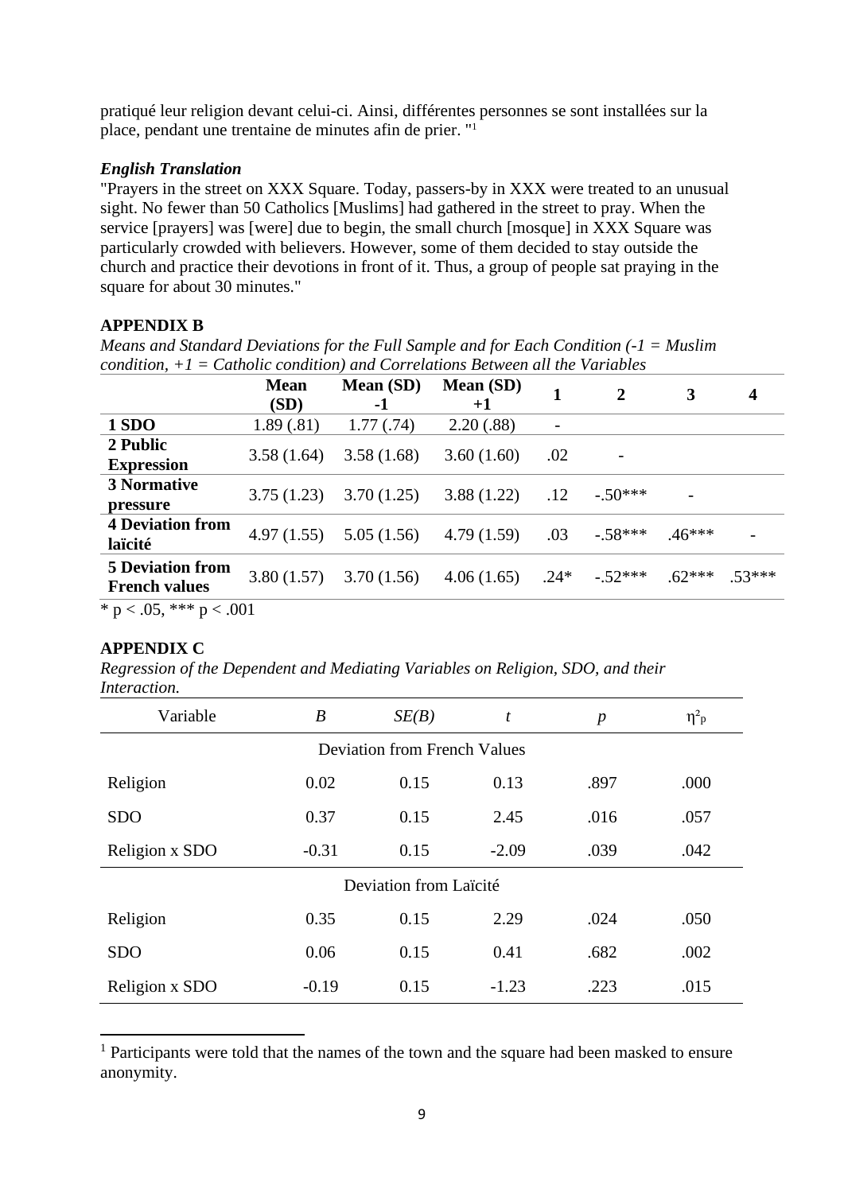pratiqué leur religion devant celui-ci. Ainsi, différentes personnes se sont installées sur la place, pendant une trentaine de minutes afin de prier. "[1]

***English Translation***

"Prayers in the street on XXX Square. Today, passers-by in XXX were treated to an unusual sight. No fewer than 50 Catholics [Muslims] had gathered in the street to pray. When the service [prayers] was [were] due to begin, the small church [mosque] in XXX Square was particularly crowded with believers. However, some of them decided to stay outside the church and practice their devotions in front of it. Thus, a group of people sat praying in the square for about 30 minutes."

**APPENDIX B**

*Means and Standard Deviations for the Full Sample and for Each Condition (-1 = Muslim condition, +1 = Catholic condition) and Correlations Between all the Variables*

| | Mean (SD) | Mean (SD) -1 | Mean (SD) +1 | 1 | 2 | 3 | 4 |
|---|---|---|---|---|---|---|---|
| **1 SDO** | 1.89 (.81) | 1.77 (.74) | 2.20 (.88) | - | | | |
| **2 Public Expression** | 3.58 (1.64) | 3.58 (1.68) | 3.60 (1.60) | .02 | - | | |
| **3 Normative pressure** | 3.75 (1.23) | 3.70 (1.25) | 3.88 (1.22) | .12 | -.50*** | - | |
| **4 Deviation from laïcité** | 4.97 (1.55) | 5.05 (1.56) | 4.79 (1.59) | .03 | -.58*** | .46*** | - |
| **5 Deviation from French values** | 3.80 (1.57) | 3.70 (1.56) | 4.06 (1.65) | .24* | -.52*** | .62*** | .53*** |

\* $p < .05$, *** $p < .001$

**APPENDIX C**

*Regression of the Dependent and Mediating Variables on Religion, SDO, and their Interaction.*

| Variable | *B* | *SE(B)* | *t* | *p* | $\eta^2_p$ |
|---|---|---|---|---|---|
| **Deviation from French Values** | | | | | |
| Religion | 0.02 | 0.15 | 0.13 | .897 | .000 |
| SDO | 0.37 | 0.15 | 2.45 | .016 | .057 |
| Religion x SDO | -0.31 | 0.15 | -2.09 | .039 | .042 |
| **Deviation from Laïcité** | | | | | |
| Religion | 0.35 | 0.15 | 2.29 | .024 | .050 |
| SDO | 0.06 | 0.15 | 0.41 | .682 | .002 |
| Religion x SDO | -0.19 | 0.15 | -1.23 | .223 | .015 |

[1] Participants were told that the names of the town and the square had been masked to ensure anonymity.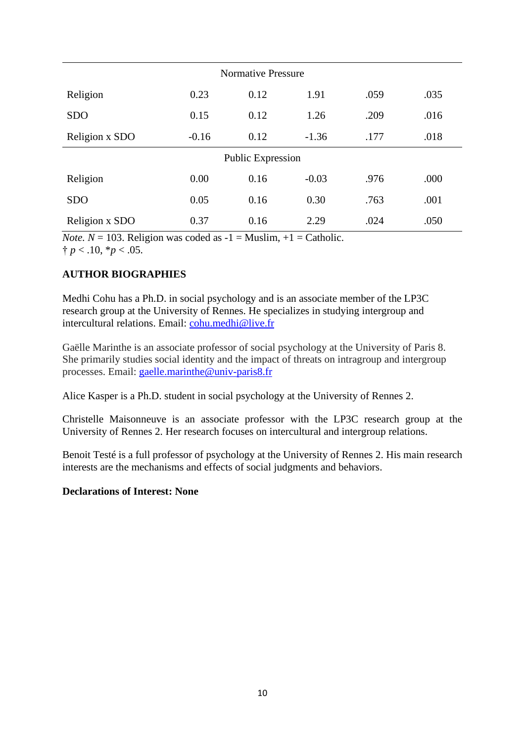| | | | | | |
|---|---|---|---|---|---|
| Normative Pressure | | | | | |
| Religion | 0.23 | 0.12 | 1.91 | .059 | .035 |
| SDO | 0.15 | 0.12 | 1.26 | .209 | .016 |
| Religion x SDO | -0.16 | 0.12 | -1.36 | .177 | .018 |
| Public Expression | | | | | |
| Religion | 0.00 | 0.16 | -0.03 | .976 | .000 |
| SDO | 0.05 | 0.16 | 0.30 | .763 | .001 |
| Religion x SDO | 0.37 | 0.16 | 2.29 | .024 | .050 |

*Note. N* = 103. Religion was coded as -1 = Muslim, +1 = Catholic.
† $p < .10$, * $p < .05$.

**AUTHOR BIOGRAPHIES**

Medhi Cohu has a Ph.D. in social psychology and is an associate member of the LP3C research group at the University of Rennes. He specializes in studying intergroup and intercultural relations. Email: cohu.medhi@live.fr

Gaëlle Marinthe is an associate professor of social psychology at the University of Paris 8. She primarily studies social identity and the impact of threats on intragroup and intergroup processes. Email: gaelle.marinthe@univ-paris8.fr

Alice Kasper is a Ph.D. student in social psychology at the University of Rennes 2.

Christelle Maisonneuve is an associate professor with the LP3C research group at the University of Rennes 2. Her research focuses on intercultural and intergroup relations.

Benoit Testé is a full professor of psychology at the University of Rennes 2. His main research interests are the mechanisms and effects of social judgments and behaviors.

**Declarations of Interest: None**